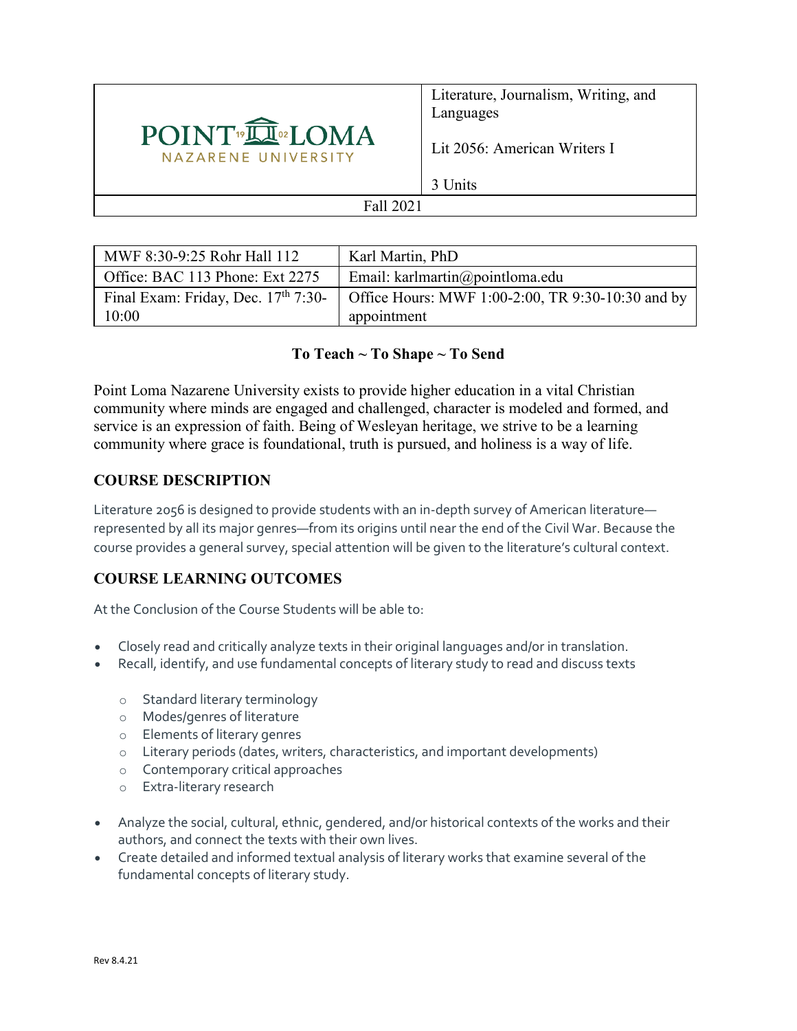| POINT LOMA NAZARENE UNIVERSITY | Literature, Journalism, Writing, and Languages<br><br>Lit 2056: American Writers I<br><br>3 Units |
|---|---|
| Fall 2021 | |

| MWF 8:30-9:25 Rohr Hall 112 | Karl Martin, PhD |
|---|---|
| Office: BAC 113 Phone: Ext 2275 | Email: karlmartin@pointloma.edu |
| Final Exam: Friday, Dec. 17th 7:30-10:00 | Office Hours: MWF 1:00-2:00, TR 9:30-10:30 and by appointment |

**To Teach ~ To Shape ~ To Send**

Point Loma Nazarene University exists to provide higher education in a vital Christian community where minds are engaged and challenged, character is modeled and formed, and service is an expression of faith. Being of Wesleyan heritage, we strive to be a learning community where grace is foundational, truth is pursued, and holiness is a way of life.

## COURSE DESCRIPTION

Literature 2056 is designed to provide students with an in-depth survey of American literature—represented by all its major genres—from its origins until near the end of the Civil War. Because the course provides a general survey, special attention will be given to the literature's cultural context.

## COURSE LEARNING OUTCOMES

At the Conclusion of the Course Students will be able to:

- Closely read and critically analyze texts in their original languages and/or in translation.
- Recall, identify, and use fundamental concepts of literary study to read and discuss texts
  - Standard literary terminology
  - Modes/genres of literature
  - Elements of literary genres
  - Literary periods (dates, writers, characteristics, and important developments)
  - Contemporary critical approaches
  - Extra-literary research
- Analyze the social, cultural, ethnic, gendered, and/or historical contexts of the works and their authors, and connect the texts with their own lives.
- Create detailed and informed textual analysis of literary works that examine several of the fundamental concepts of literary study.

Rev 8.4.21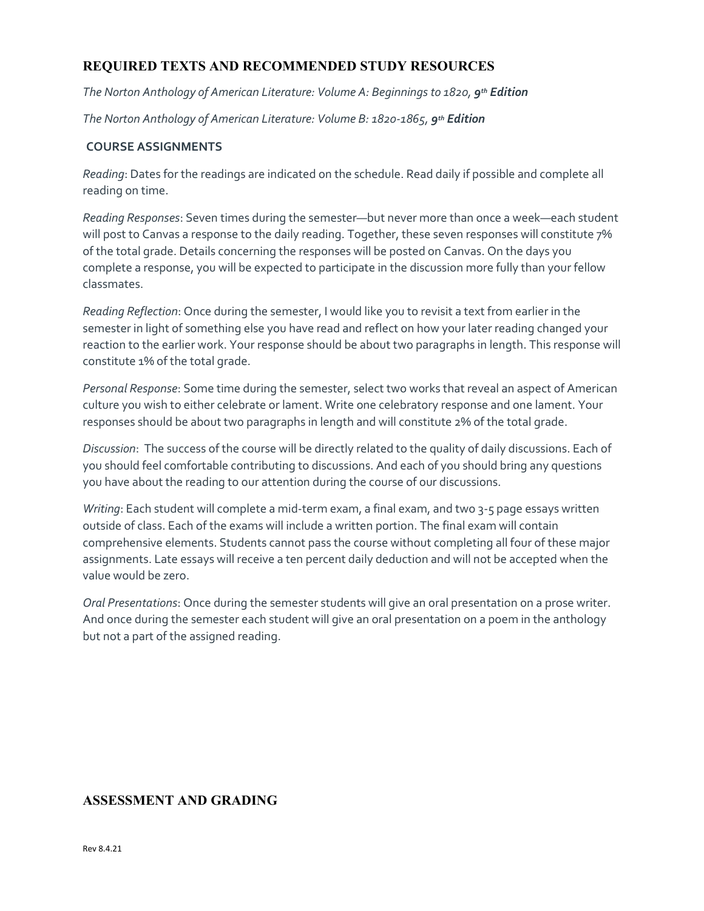## REQUIRED TEXTS AND RECOMMENDED STUDY RESOURCES

*The Norton Anthology of American Literature: Volume A: Beginnings to 1820, **9th Edition***

*The Norton Anthology of American Literature: Volume B: 1820-1865, **9th Edition***

### COURSE ASSIGNMENTS

*Reading*: Dates for the readings are indicated on the schedule. Read daily if possible and complete all reading on time.

*Reading Responses*: Seven times during the semester—but never more than once a week—each student will post to Canvas a response to the daily reading. Together, these seven responses will constitute 7% of the total grade. Details concerning the responses will be posted on Canvas. On the days you complete a response, you will be expected to participate in the discussion more fully than your fellow classmates.

*Reading Reflection*: Once during the semester, I would like you to revisit a text from earlier in the semester in light of something else you have read and reflect on how your later reading changed your reaction to the earlier work. Your response should be about two paragraphs in length. This response will constitute 1% of the total grade.

*Personal Response*: Some time during the semester, select two works that reveal an aspect of American culture you wish to either celebrate or lament. Write one celebratory response and one lament. Your responses should be about two paragraphs in length and will constitute 2% of the total grade.

*Discussion*: The success of the course will be directly related to the quality of daily discussions. Each of you should feel comfortable contributing to discussions. And each of you should bring any questions you have about the reading to our attention during the course of our discussions.

*Writing*: Each student will complete a mid-term exam, a final exam, and two 3-5 page essays written outside of class. Each of the exams will include a written portion. The final exam will contain comprehensive elements. Students cannot pass the course without completing all four of these major assignments. Late essays will receive a ten percent daily deduction and will not be accepted when the value would be zero.

*Oral Presentations*: Once during the semester students will give an oral presentation on a prose writer. And once during the semester each student will give an oral presentation on a poem in the anthology but not a part of the assigned reading.

## ASSESSMENT AND GRADING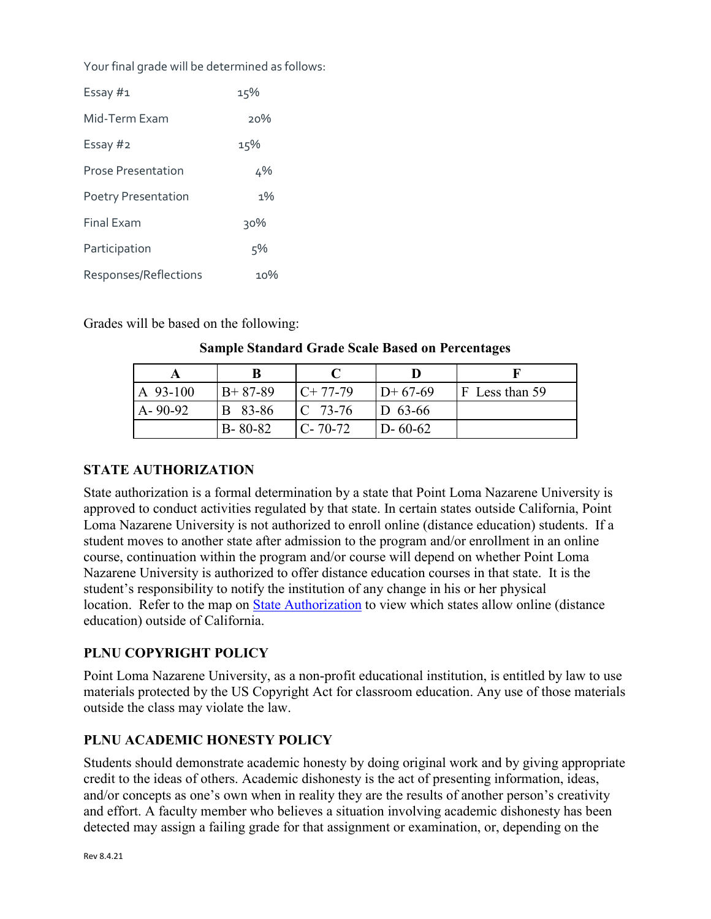Your final grade will be determined as follows:

| | |
|---|---|
| Essay #1 | 15% |
| Mid-Term Exam | 20% |
| Essay #2 | 15% |
| Prose Presentation | 4% |
| Poetry Presentation | 1% |
| Final Exam | 30% |
| Participation | 5% |
| Responses/Reflections | 10% |

Grades will be based on the following:

**Sample Standard Grade Scale Based on Percentages**

| A | B | C | D | F |
|---|---|---|---|---|
| A 93-100 | B+ 87-89 | C+ 77-79 | D+ 67-69 | F Less than 59 |
| A- 90-92 | B 83-86 | C 73-76 | D 63-66 | |
| | B- 80-82 | C- 70-72 | D- 60-62 | |

## STATE AUTHORIZATION

State authorization is a formal determination by a state that Point Loma Nazarene University is approved to conduct activities regulated by that state. In certain states outside California, Point Loma Nazarene University is not authorized to enroll online (distance education) students. If a student moves to another state after admission to the program and/or enrollment in an online course, continuation within the program and/or course will depend on whether Point Loma Nazarene University is authorized to offer distance education courses in that state. It is the student's responsibility to notify the institution of any change in his or her physical location. Refer to the map on State Authorization to view which states allow online (distance education) outside of California.

## PLNU COPYRIGHT POLICY

Point Loma Nazarene University, as a non-profit educational institution, is entitled by law to use materials protected by the US Copyright Act for classroom education. Any use of those materials outside the class may violate the law.

## PLNU ACADEMIC HONESTY POLICY

Students should demonstrate academic honesty by doing original work and by giving appropriate credit to the ideas of others. Academic dishonesty is the act of presenting information, ideas, and/or concepts as one's own when in reality they are the results of another person's creativity and effort. A faculty member who believes a situation involving academic dishonesty has been detected may assign a failing grade for that assignment or examination, or, depending on the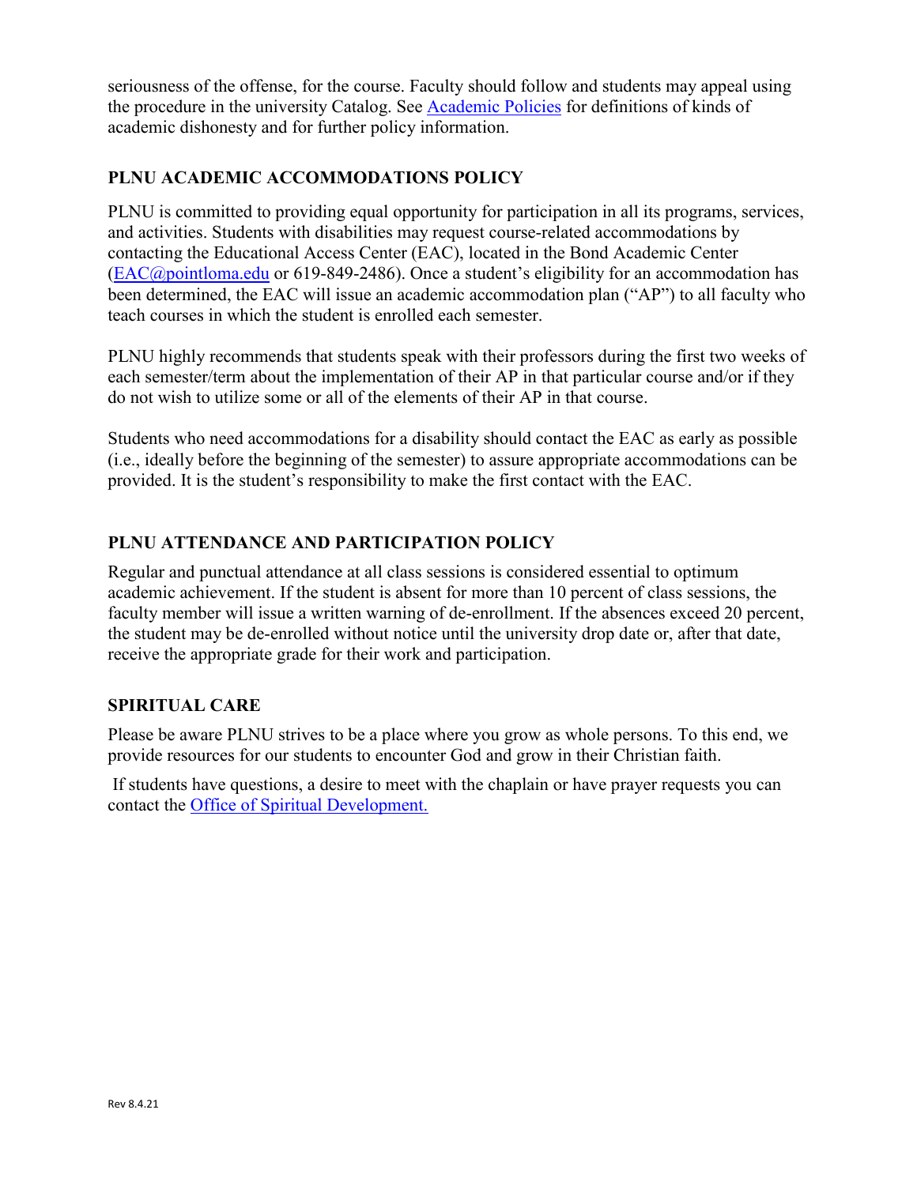seriousness of the offense, for the course. Faculty should follow and students may appeal using the procedure in the university Catalog. See [Academic Policies] for definitions of kinds of academic dishonesty and for further policy information.

## PLNU ACADEMIC ACCOMMODATIONS POLICY

PLNU is committed to providing equal opportunity for participation in all its programs, services, and activities. Students with disabilities may request course-related accommodations by contacting the Educational Access Center (EAC), located in the Bond Academic Center (EAC@pointloma.edu or 619-849-2486). Once a student's eligibility for an accommodation has been determined, the EAC will issue an academic accommodation plan ("AP") to all faculty who teach courses in which the student is enrolled each semester.

PLNU highly recommends that students speak with their professors during the first two weeks of each semester/term about the implementation of their AP in that particular course and/or if they do not wish to utilize some or all of the elements of their AP in that course.

Students who need accommodations for a disability should contact the EAC as early as possible (i.e., ideally before the beginning of the semester) to assure appropriate accommodations can be provided. It is the student's responsibility to make the first contact with the EAC.

## PLNU ATTENDANCE AND PARTICIPATION POLICY

Regular and punctual attendance at all class sessions is considered essential to optimum academic achievement. If the student is absent for more than 10 percent of class sessions, the faculty member will issue a written warning of de-enrollment. If the absences exceed 20 percent, the student may be de-enrolled without notice until the university drop date or, after that date, receive the appropriate grade for their work and participation.

## SPIRITUAL CARE

Please be aware PLNU strives to be a place where you grow as whole persons. To this end, we provide resources for our students to encounter God and grow in their Christian faith.

If students have questions, a desire to meet with the chaplain or have prayer requests you can contact the Office of Spiritual Development.

Rev 8.4.21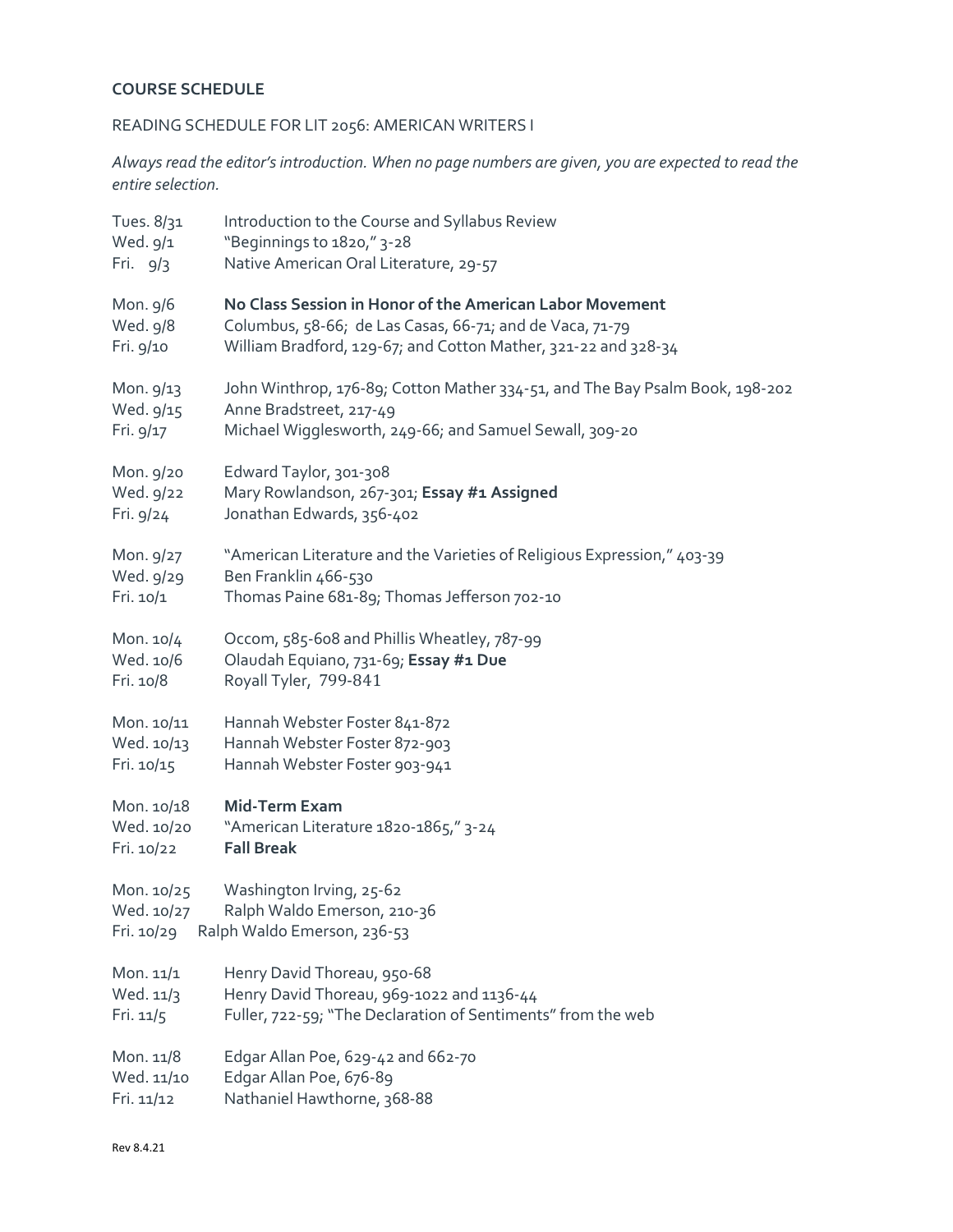**COURSE SCHEDULE**

READING SCHEDULE FOR LIT 2056: AMERICAN WRITERS I

*Always read the editor's introduction. When no page numbers are given, you are expected to read the entire selection.*

| | |
|---|---|
| Tues. 8/31 | Introduction to the Course and Syllabus Review |
| Wed. 9/1 | "Beginnings to 1820," 3-28 |
| Fri. 9/3 | Native American Oral Literature, 29-57 |
| Mon. 9/6 | **No Class Session in Honor of the American Labor Movement** |
| Wed. 9/8 | Columbus, 58-66; de Las Casas, 66-71; and de Vaca, 71-79 |
| Fri. 9/10 | William Bradford, 129-67; and Cotton Mather, 321-22 and 328-34 |
| Mon. 9/13 | John Winthrop, 176-89; Cotton Mather 334-51, and The Bay Psalm Book, 198-202 |
| Wed. 9/15 | Anne Bradstreet, 217-49 |
| Fri. 9/17 | Michael Wigglesworth, 249-66; and Samuel Sewall, 309-20 |
| Mon. 9/20 | Edward Taylor, 301-308 |
| Wed. 9/22 | Mary Rowlandson, 267-301; **Essay #1 Assigned** |
| Fri. 9/24 | Jonathan Edwards, 356-402 |
| Mon. 9/27 | "American Literature and the Varieties of Religious Expression," 403-39 |
| Wed. 9/29 | Ben Franklin 466-530 |
| Fri. 10/1 | Thomas Paine 681-89; Thomas Jefferson 702-10 |
| Mon. 10/4 | Occom, 585-608 and Phillis Wheatley, 787-99 |
| Wed. 10/6 | Olaudah Equiano, 731-69; **Essay #1 Due** |
| Fri. 10/8 | Royall Tyler, 799-841 |
| Mon. 10/11 | Hannah Webster Foster 841-872 |
| Wed. 10/13 | Hannah Webster Foster 872-903 |
| Fri. 10/15 | Hannah Webster Foster 903-941 |
| Mon. 10/18 | **Mid-Term Exam** |
| Wed. 10/20 | "American Literature 1820-1865," 3-24 |
| Fri. 10/22 | **Fall Break** |
| Mon. 10/25 | Washington Irving, 25-62 |
| Wed. 10/27 | Ralph Waldo Emerson, 210-36 |
| Fri. 10/29 | Ralph Waldo Emerson, 236-53 |
| Mon. 11/1 | Henry David Thoreau, 950-68 |
| Wed. 11/3 | Henry David Thoreau, 969-1022 and 1136-44 |
| Fri. 11/5 | Fuller, 722-59; "The Declaration of Sentiments" from the web |
| Mon. 11/8 | Edgar Allan Poe, 629-42 and 662-70 |
| Wed. 11/10 | Edgar Allan Poe, 676-89 |
| Fri. 11/12 | Nathaniel Hawthorne, 368-88 |

Rev 8.4.21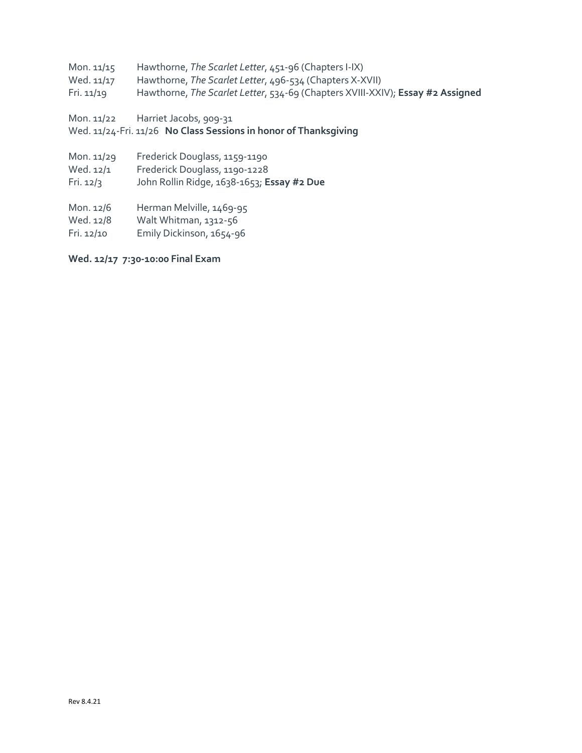Mon. 11/15 Hawthorne, *The Scarlet Letter*, 451-96 (Chapters I-IX)
Wed. 11/17 Hawthorne, *The Scarlet Letter*, 496-534 (Chapters X-XVII)
Fri. 11/19 Hawthorne, *The Scarlet Letter*, 534-69 (Chapters XVIII-XXIV); **Essay #2 Assigned**

Mon. 11/22 Harriet Jacobs, 909-31
Wed. 11/24-Fri. 11/26 **No Class Sessions in honor of Thanksgiving**

Mon. 11/29 Frederick Douglass, 1159-1190
Wed. 12/1 Frederick Douglass, 1190-1228
Fri. 12/3 John Rollin Ridge, 1638-1653; **Essay #2 Due**

Mon. 12/6 Herman Melville, 1469-95
Wed. 12/8 Walt Whitman, 1312-56
Fri. 12/10 Emily Dickinson, 1654-96

**Wed. 12/17 7:30-10:00 Final Exam**

Rev 8.4.21